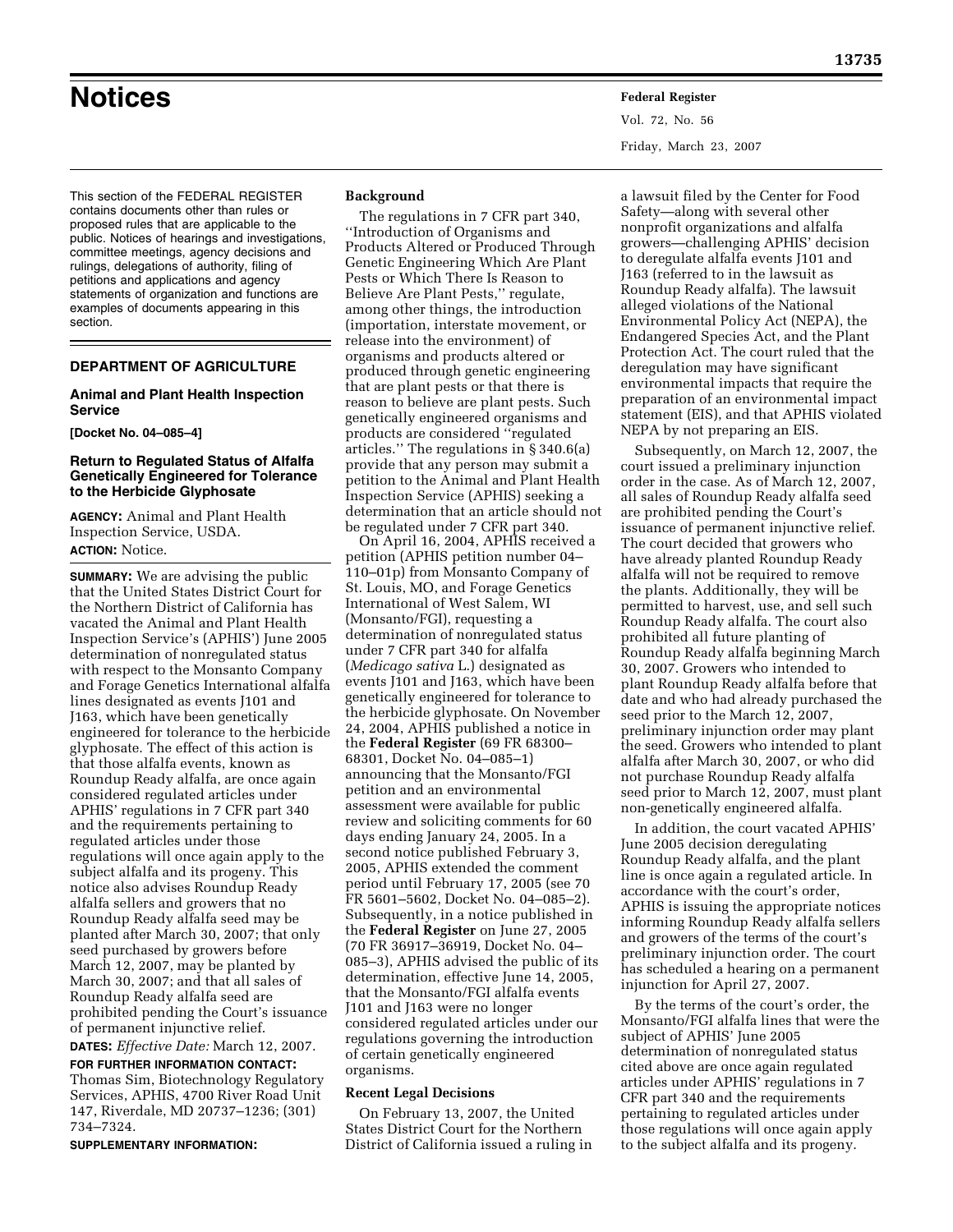# Notices

This section of the FEDERAL REGISTER contains documents other than rules or proposed rules that are applicable to the public. Notices of hearings and investigations, committee meetings, agency decisions and rulings, delegations of authority, filing of petitions and applications and agency statements of organization and functions are examples of documents appearing in this section.

## DEPARTMENT OF AGRICULTURE

### Animal and Plant Health Inspection Service

**[Docket No. 04–085–4]**

### Return to Regulated Status of Alfalfa Genetically Engineered for Tolerance to the Herbicide Glyphosate

**AGENCY:** Animal and Plant Health Inspection Service, USDA.

**ACTION:** Notice.

**SUMMARY:** We are advising the public that the United States District Court for the Northern District of California has vacated the Animal and Plant Health Inspection Service's (APHIS') June 2005 determination of nonregulated status with respect to the Monsanto Company and Forage Genetics International alfalfa lines designated as events J101 and J163, which have been genetically engineered for tolerance to the herbicide glyphosate. The effect of this action is that those alfalfa events, known as Roundup Ready alfalfa, are once again considered regulated articles under APHIS' regulations in 7 CFR part 340 and the requirements pertaining to regulated articles under those regulations will once again apply to the subject alfalfa and its progeny. This notice also advises Roundup Ready alfalfa sellers and growers that no Roundup Ready alfalfa seed may be planted after March 30, 2007; that only seed purchased by growers before March 12, 2007, may be planted by March 30, 2007; and that all sales of Roundup Ready alfalfa seed are prohibited pending the Court's issuance of permanent injunctive relief.

**DATES:** *Effective Date:* March 12, 2007.

**FOR FURTHER INFORMATION CONTACT:** Thomas Sim, Biotechnology Regulatory Services, APHIS, 4700 River Road Unit 147, Riverdale, MD 20737–1236; (301) 734–7324.

**SUPPLEMENTARY INFORMATION:**

#### Background

The regulations in 7 CFR part 340, ''Introduction of Organisms and Products Altered or Produced Through Genetic Engineering Which Are Plant Pests or Which There Is Reason to Believe Are Plant Pests,'' regulate, among other things, the introduction (importation, interstate movement, or release into the environment) of organisms and products altered or produced through genetic engineering that are plant pests or that there is reason to believe are plant pests. Such genetically engineered organisms and products are considered ''regulated articles.'' The regulations in § 340.6(a) provide that any person may submit a petition to the Animal and Plant Health Inspection Service (APHIS) seeking a determination that an article should not be regulated under 7 CFR part 340.

On April 16, 2004, APHIS received a petition (APHIS petition number 04–110–01p) from Monsanto Company of St. Louis, MO, and Forage Genetics International of West Salem, WI (Monsanto/FGI), requesting a determination of nonregulated status under 7 CFR part 340 for alfalfa (*Medicago sativa* L.) designated as events J101 and J163, which have been genetically engineered for tolerance to the herbicide glyphosate. On November 24, 2004, APHIS published a notice in the **Federal Register** (69 FR 68300–68301, Docket No. 04–085–1) announcing that the Monsanto/FGI petition and an environmental assessment were available for public review and soliciting comments for 60 days ending January 24, 2005. In a second notice published February 3, 2005, APHIS extended the comment period until February 17, 2005 (see 70 FR 5601–5602, Docket No. 04–085–2). Subsequently, in a notice published in the **Federal Register** on June 27, 2005 (70 FR 36917–36919, Docket No. 04–085–3), APHIS advised the public of its determination, effective June 14, 2005, that the Monsanto/FGI alfalfa events J101 and J163 were no longer considered regulated articles under our regulations governing the introduction of certain genetically engineered organisms.

#### Recent Legal Decisions

On February 13, 2007, the United States District Court for the Northern District of California issued a ruling in a lawsuit filed by the Center for Food Safety—along with several other nonprofit organizations and alfalfa growers—challenging APHIS' decision to deregulate alfalfa events J101 and J163 (referred to in the lawsuit as Roundup Ready alfalfa). The lawsuit alleged violations of the National Environmental Policy Act (NEPA), the Endangered Species Act, and the Plant Protection Act. The court ruled that the deregulation may have significant environmental impacts that require the preparation of an environmental impact statement (EIS), and that APHIS violated NEPA by not preparing an EIS.

Subsequently, on March 12, 2007, the court issued a preliminary injunction order in the case. As of March 12, 2007, all sales of Roundup Ready alfalfa seed are prohibited pending the Court's issuance of permanent injunctive relief. The court decided that growers who have already planted Roundup Ready alfalfa will not be required to remove the plants. Additionally, they will be permitted to harvest, use, and sell such Roundup Ready alfalfa. The court also prohibited all future planting of Roundup Ready alfalfa beginning March 30, 2007. Growers who intended to plant Roundup Ready alfalfa before that date and who had already purchased the seed prior to the March 12, 2007, preliminary injunction order may plant the seed. Growers who intended to plant alfalfa after March 30, 2007, or who did not purchase Roundup Ready alfalfa seed prior to March 12, 2007, must plant non-genetically engineered alfalfa.

In addition, the court vacated APHIS' June 2005 decision deregulating Roundup Ready alfalfa, and the plant line is once again a regulated article. In accordance with the court's order, APHIS is issuing the appropriate notices informing Roundup Ready alfalfa sellers and growers of the terms of the court's preliminary injunction order. The court has scheduled a hearing on a permanent injunction for April 27, 2007.

By the terms of the court's order, the Monsanto/FGI alfalfa lines that were the subject of APHIS' June 2005 determination of nonregulated status cited above are once again regulated articles under APHIS' regulations in 7 CFR part 340 and the requirements pertaining to regulated articles under those regulations will once again apply to the subject alfalfa and its progeny.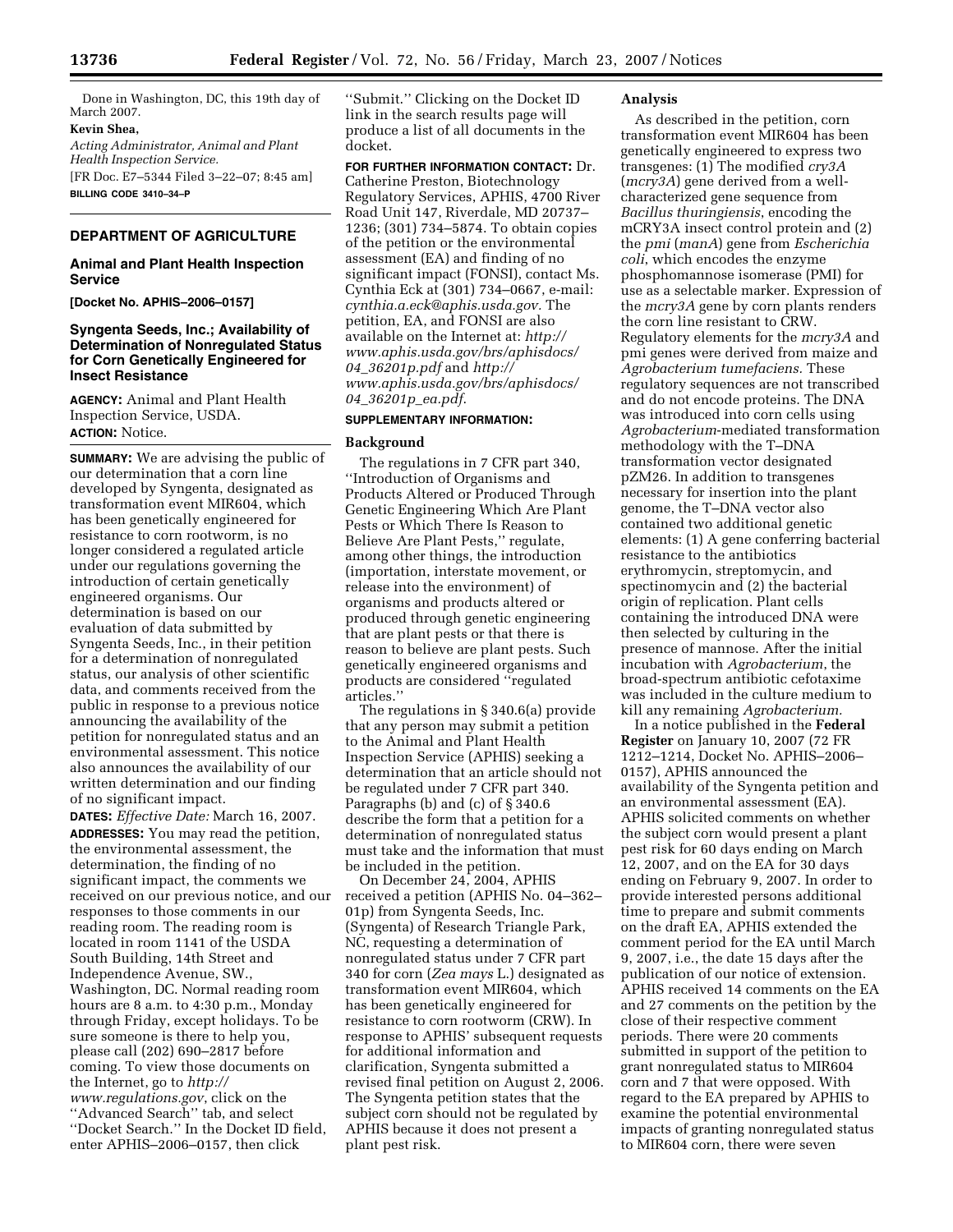Done in Washington, DC, this 19th day of March 2007.

**Kevin Shea,**

*Acting Administrator, Animal and Plant Health Inspection Service.*

[FR Doc. E7–5344 Filed 3–22–07; 8:45 am]

**BILLING CODE 3410–34–P**

---

## DEPARTMENT OF AGRICULTURE

### Animal and Plant Health Inspection Service

**[Docket No. APHIS–2006–0157]**

### Syngenta Seeds, Inc.; Availability of Determination of Nonregulated Status for Corn Genetically Engineered for Insect Resistance

**AGENCY:** Animal and Plant Health Inspection Service, USDA.

**ACTION:** Notice.

**SUMMARY:** We are advising the public of our determination that a corn line developed by Syngenta, designated as transformation event MIR604, which has been genetically engineered for resistance to corn rootworm, is no longer considered a regulated article under our regulations governing the introduction of certain genetically engineered organisms. Our determination is based on our evaluation of data submitted by Syngenta Seeds, Inc., in their petition for a determination of nonregulated status, our analysis of other scientific data, and comments received from the public in response to a previous notice announcing the availability of the petition for nonregulated status and an environmental assessment. This notice also announces the availability of our written determination and our finding of no significant impact.

**DATES:** *Effective Date:* March 16, 2007.

**ADDRESSES:** You may read the petition, the environmental assessment, the determination, the finding of no significant impact, the comments we received on our previous notice, and our responses to those comments in our reading room. The reading room is located in room 1141 of the USDA South Building, 14th Street and Independence Avenue, SW., Washington, DC. Normal reading room hours are 8 a.m. to 4:30 p.m., Monday through Friday, except holidays. To be sure someone is there to help you, please call (202) 690–2817 before coming. To view those documents on the Internet, go to *http://www.regulations.gov*, click on the ''Advanced Search'' tab, and select ''Docket Search.'' In the Docket ID field, enter APHIS–2006–0157, then click ''Submit.'' Clicking on the Docket ID link in the search results page will produce a list of all documents in the docket.

**FOR FURTHER INFORMATION CONTACT:** Dr. Catherine Preston, Biotechnology Regulatory Services, APHIS, 4700 River Road Unit 147, Riverdale, MD 20737–1236; (301) 734–5874. To obtain copies of the petition or the environmental assessment (EA) and finding of no significant impact (FONSI), contact Ms. Cynthia Eck at (301) 734–0667, e-mail: *cynthia.a.eck@aphis.usda.gov*. The petition, EA, and FONSI are also available on the Internet at: *http://www.aphis.usda.gov/brs/aphisdocs/04_36201p.pdf* and *http://www.aphis.usda.gov/brs/aphisdocs/04_36201p_ea.pdf*.

**SUPPLEMENTARY INFORMATION:**

#### Background

The regulations in 7 CFR part 340, ''Introduction of Organisms and Products Altered or Produced Through Genetic Engineering Which Are Plant Pests or Which There Is Reason to Believe Are Plant Pests,'' regulate, among other things, the introduction (importation, interstate movement, or release into the environment) of organisms and products altered or produced through genetic engineering that are plant pests or that there is reason to believe are plant pests. Such genetically engineered organisms and products are considered ''regulated articles.''

The regulations in § 340.6(a) provide that any person may submit a petition to the Animal and Plant Health Inspection Service (APHIS) seeking a determination that an article should not be regulated under 7 CFR part 340. Paragraphs (b) and (c) of § 340.6 describe the form that a petition for a determination of nonregulated status must take and the information that must be included in the petition.

On December 24, 2004, APHIS received a petition (APHIS No. 04–362–01p) from Syngenta Seeds, Inc. (Syngenta) of Research Triangle Park, NC, requesting a determination of nonregulated status under 7 CFR part 340 for corn (*Zea mays* L.) designated as transformation event MIR604, which has been genetically engineered for resistance to corn rootworm (CRW). In response to APHIS' subsequent requests for additional information and clarification, Syngenta submitted a revised final petition on August 2, 2006. The Syngenta petition states that the subject corn should not be regulated by APHIS because it does not present a plant pest risk.

#### Analysis

As described in the petition, corn transformation event MIR604 has been genetically engineered to express two transgenes: (1) The modified *cry3A* (*mcry3A*) gene derived from a well-characterized gene sequence from *Bacillus thuringiensis*, encoding the mCRY3A insect control protein and (2) the *pmi* (*manA*) gene from *Escherichia coli*, which encodes the enzyme phosphomannose isomerase (PMI) for use as a selectable marker. Expression of the *mcry3A* gene by corn plants renders the corn line resistant to CRW. Regulatory elements for the *mcry3A* and pmi genes were derived from maize and *Agrobacterium tumefaciens.* These regulatory sequences are not transcribed and do not encode proteins. The DNA was introduced into corn cells using *Agrobacterium*-mediated transformation methodology with the T–DNA transformation vector designated pZM26. In addition to transgenes necessary for insertion into the plant genome, the T–DNA vector also contained two additional genetic elements: (1) A gene conferring bacterial resistance to the antibiotics erythromycin, streptomycin, and spectinomycin and (2) the bacterial origin of replication. Plant cells containing the introduced DNA were then selected by culturing in the presence of mannose. After the initial incubation with *Agrobacterium*, the broad-spectrum antibiotic cefotaxime was included in the culture medium to kill any remaining *Agrobacterium.*

In a notice published in the **Federal Register** on January 10, 2007 (72 FR 1212–1214, Docket No. APHIS–2006–0157), APHIS announced the availability of the Syngenta petition and an environmental assessment (EA). APHIS solicited comments on whether the subject corn would present a plant pest risk for 60 days ending on March 12, 2007, and on the EA for 30 days ending on February 9, 2007. In order to provide interested persons additional time to prepare and submit comments on the draft EA, APHIS extended the comment period for the EA until March 9, 2007, i.e., the date 15 days after the publication of our notice of extension. APHIS received 14 comments on the EA and 27 comments on the petition by the close of their respective comment periods. There were 20 comments submitted in support of the petition to grant nonregulated status to MIR604 corn and 7 that were opposed. With regard to the EA prepared by APHIS to examine the potential environmental impacts of granting nonregulated status to MIR604 corn, there were seven